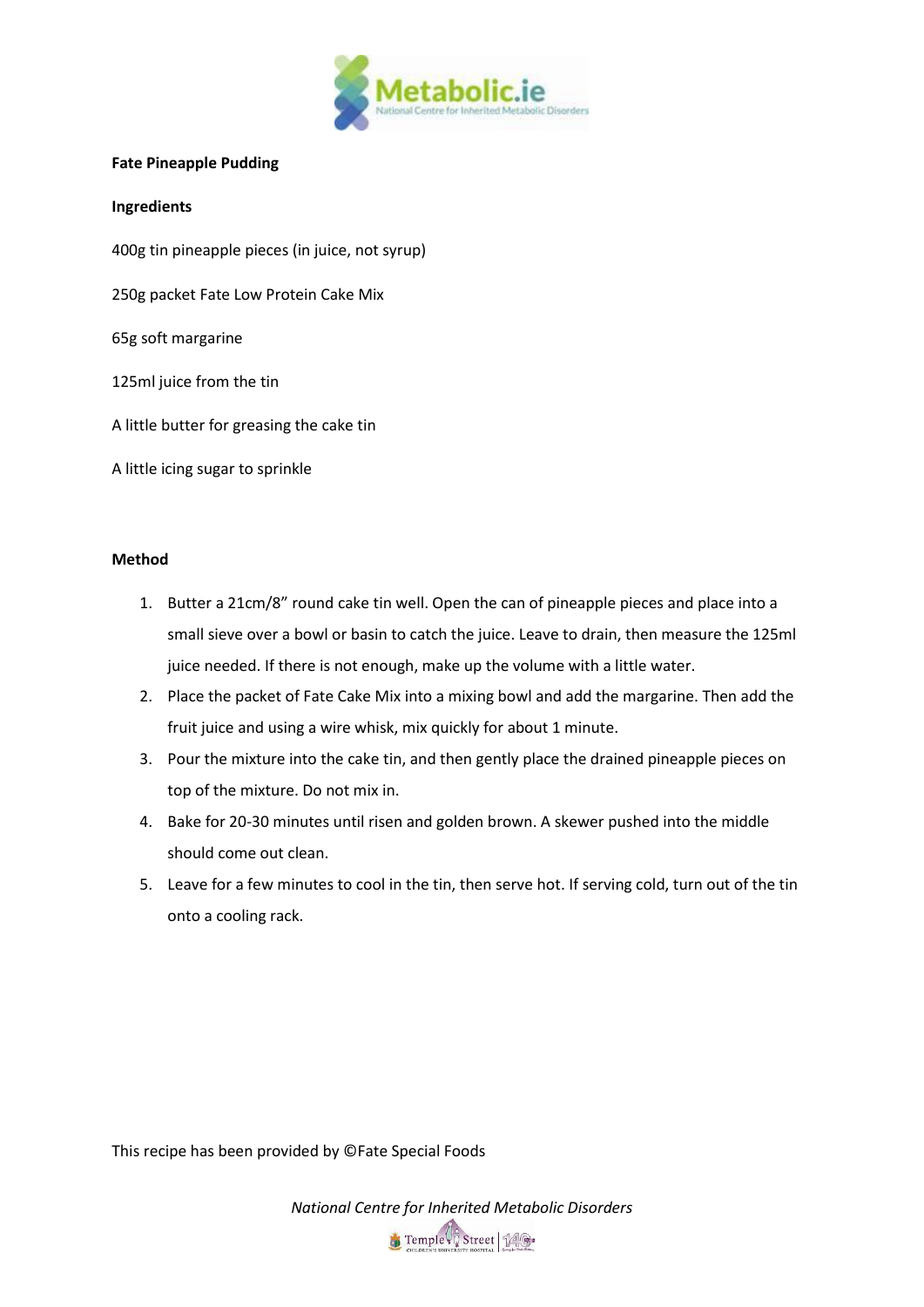**Fate Pineapple Pudding**

**Ingredients**

400g tin pineapple pieces (in juice, not syrup)

250g packet Fate Low Protein Cake Mix

65g soft margarine

125ml juice from the tin

A little butter for greasing the cake tin

A little icing sugar to sprinkle

**Method**

1. Butter a 21cm/8" round cake tin well. Open the can of pineapple pieces and place into a small sieve over a bowl or basin to catch the juice. Leave to drain, then measure the 125ml juice needed. If there is not enough, make up the volume with a little water.
2. Place the packet of Fate Cake Mix into a mixing bowl and add the margarine. Then add the fruit juice and using a wire whisk, mix quickly for about 1 minute.
3. Pour the mixture into the cake tin, and then gently place the drained pineapple pieces on top of the mixture. Do not mix in.
4. Bake for 20-30 minutes until risen and golden brown. A skewer pushed into the middle should come out clean.
5. Leave for a few minutes to cool in the tin, then serve hot. If serving cold, turn out of the tin onto a cooling rack.

This recipe has been provided by ©Fate Special Foods